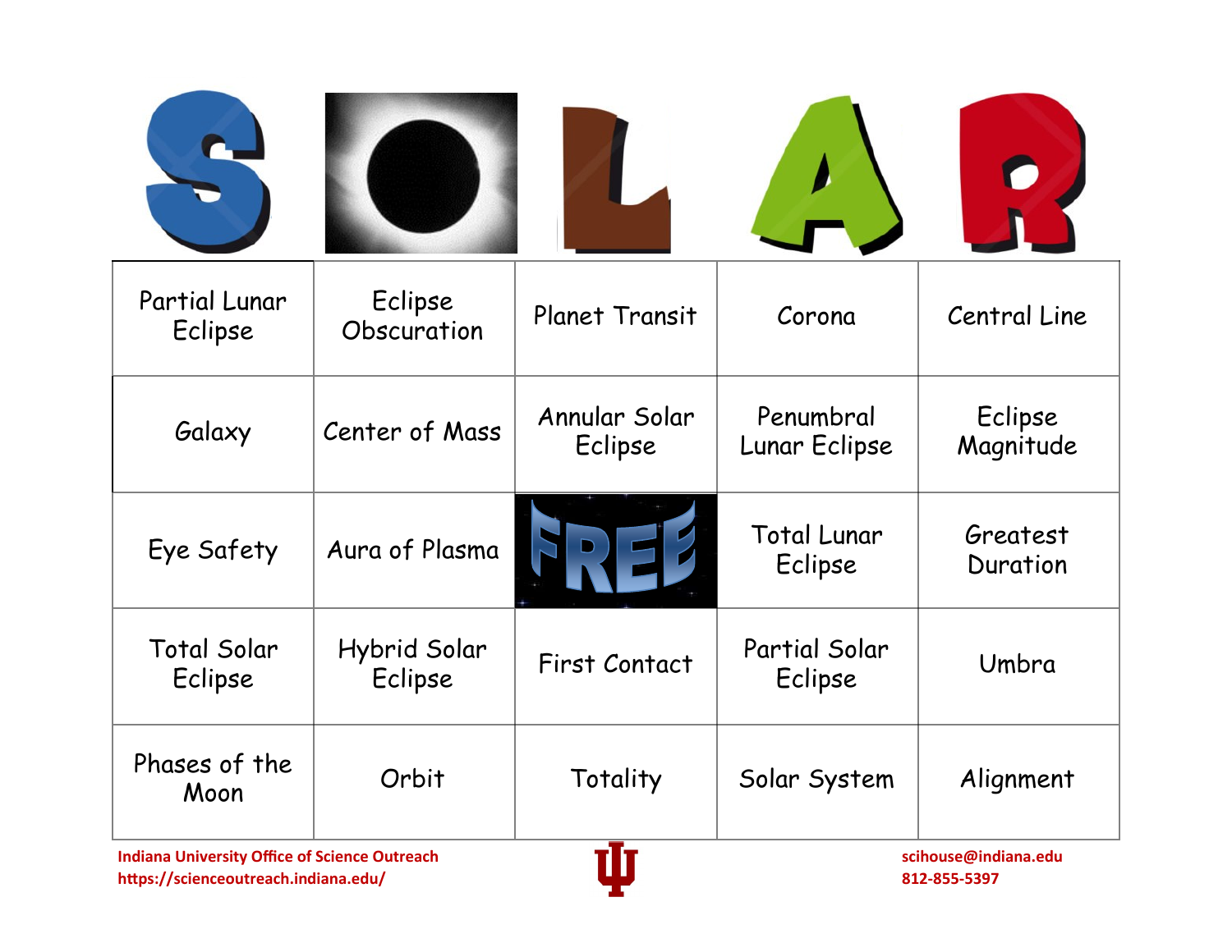| S | O | L | A | R |
|---|---|---|---|---|
| Partial Lunar Eclipse | Eclipse Obscuration | Planet Transit | Corona | Central Line |
| Galaxy | Center of Mass | Annular Solar Eclipse | Penumbral Lunar Eclipse | Eclipse Magnitude |
| Eye Safety | Aura of Plasma | FREE | Total Lunar Eclipse | Greatest Duration |
| Total Solar Eclipse | Hybrid Solar Eclipse | First Contact | Partial Solar Eclipse | Umbra |
| Phases of the Moon | Orbit | Totality | Solar System | Alignment |

**Indiana University Office of Science Outreach**
**https://scienceoutreach.indiana.edu/**

**scihouse@indiana.edu**
**812-855-5397**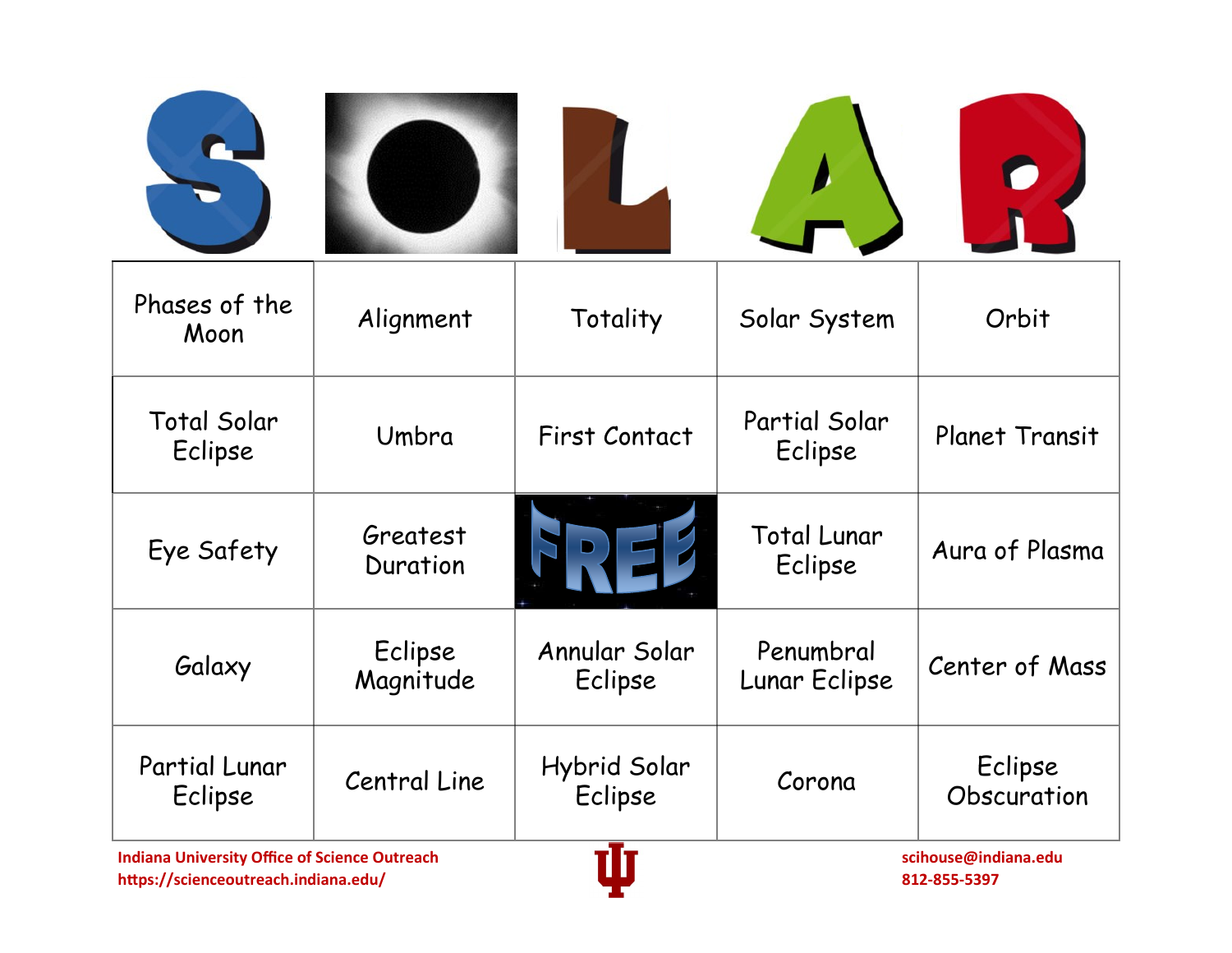# SOLAR

| S | O | L | A | R |
|---|---|---|---|---|
| Phases of the Moon | Alignment | Totality | Solar System | Orbit |
| Total Solar Eclipse | Umbra | First Contact | Partial Solar Eclipse | Planet Transit |
| Eye Safety | Greatest Duration | FREE | Total Lunar Eclipse | Aura of Plasma |
| Galaxy | Eclipse Magnitude | Annular Solar Eclipse | Penumbral Lunar Eclipse | Center of Mass |
| Partial Lunar Eclipse | Central Line | Hybrid Solar Eclipse | Corona | Eclipse Obscuration |

**Indiana University Office of Science Outreach**
**https://scienceoutreach.indiana.edu/**

**scihouse@indiana.edu**
**812-855-5397**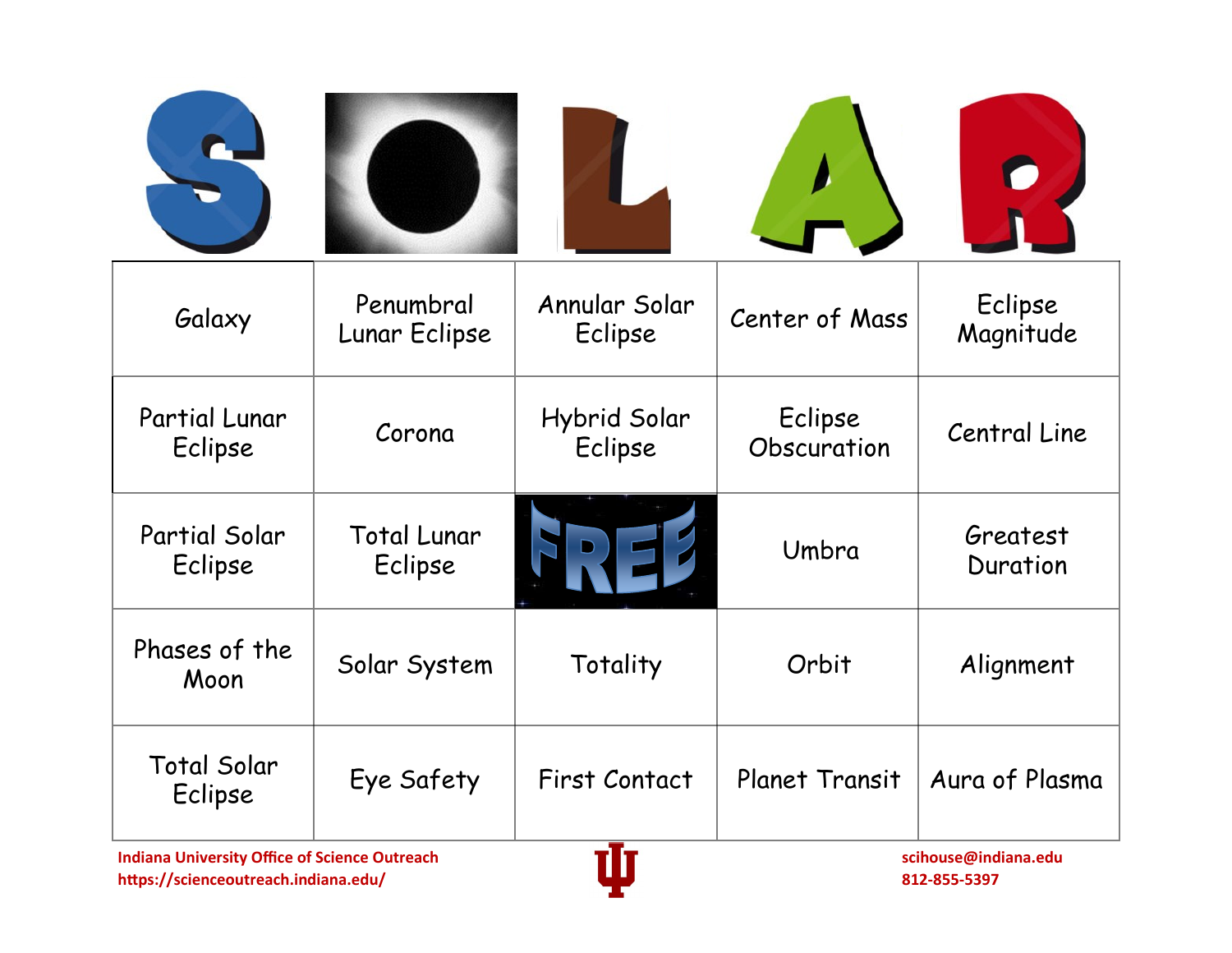# SOLAR

| S | O | L | A | R |
| --- | --- | --- | --- | --- |
| Galaxy | Penumbral Lunar Eclipse | Annular Solar Eclipse | Center of Mass | Eclipse Magnitude |
| Partial Lunar Eclipse | Corona | Hybrid Solar Eclipse | Eclipse Obscuration | Central Line |
| Partial Solar Eclipse | Total Lunar Eclipse | FREE | Umbra | Greatest Duration |
| Phases of the Moon | Solar System | Totality | Orbit | Alignment |
| Total Solar Eclipse | Eye Safety | First Contact | Planet Transit | Aura of Plasma |

**Indiana University Office of Science Outreach**
**https://scienceoutreach.indiana.edu/**

**scihouse@indiana.edu**
**812-855-5397**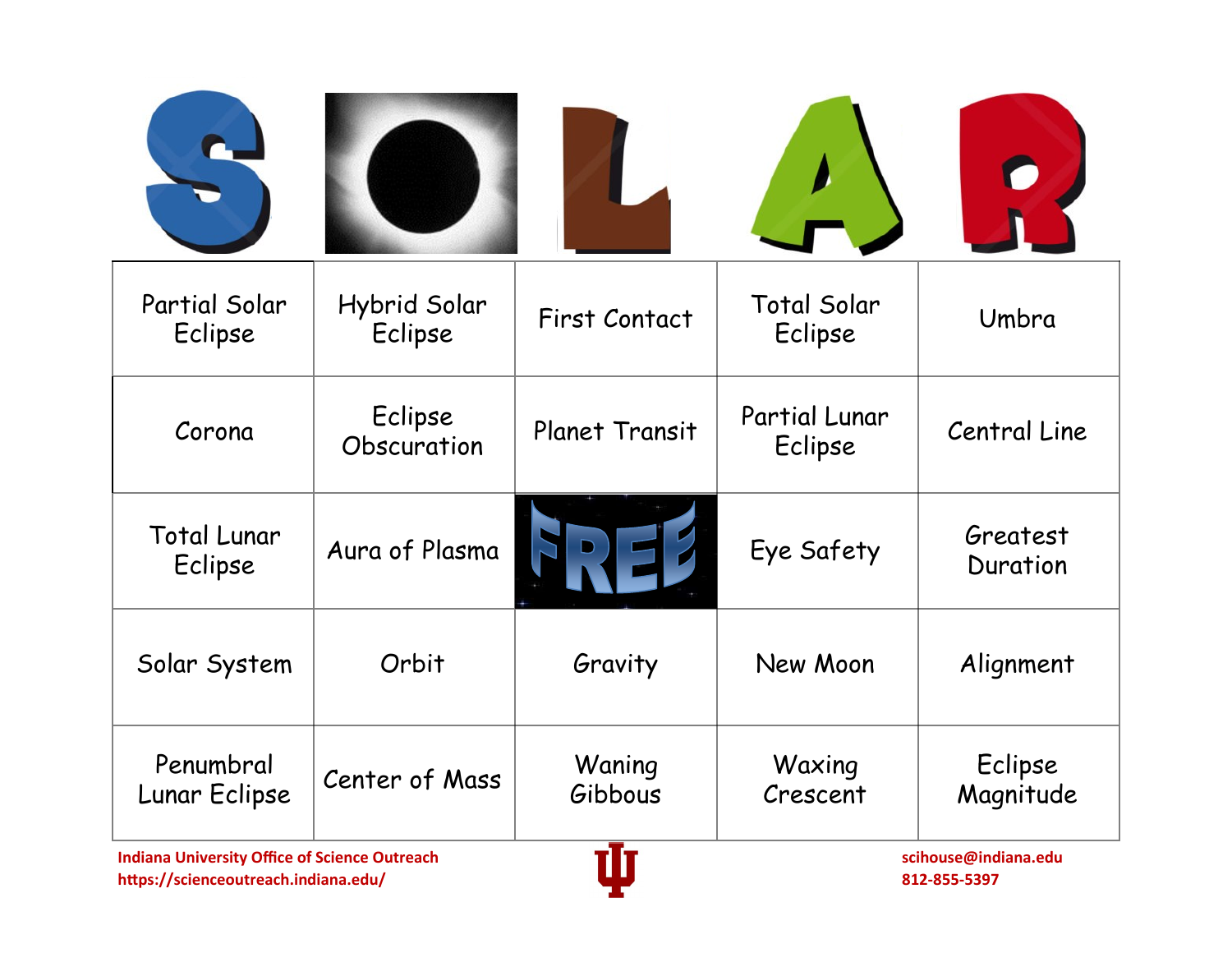| S | O | L | A | R |
|---|---|---|---|---|
| Partial Solar Eclipse | Hybrid Solar Eclipse | First Contact | Total Solar Eclipse | Umbra |
| Corona | Eclipse Obscuration | Planet Transit | Partial Lunar Eclipse | Central Line |
| Total Lunar Eclipse | Aura of Plasma | FREE | Eye Safety | Greatest Duration |
| Solar System | Orbit | Gravity | New Moon | Alignment |
| Penumbral Lunar Eclipse | Center of Mass | Waning Gibbous | Waxing Crescent | Eclipse Magnitude |

**Indiana University Office of Science Outreach**
**https://scienceoutreach.indiana.edu/**

**scihouse@indiana.edu**
**812-855-5397**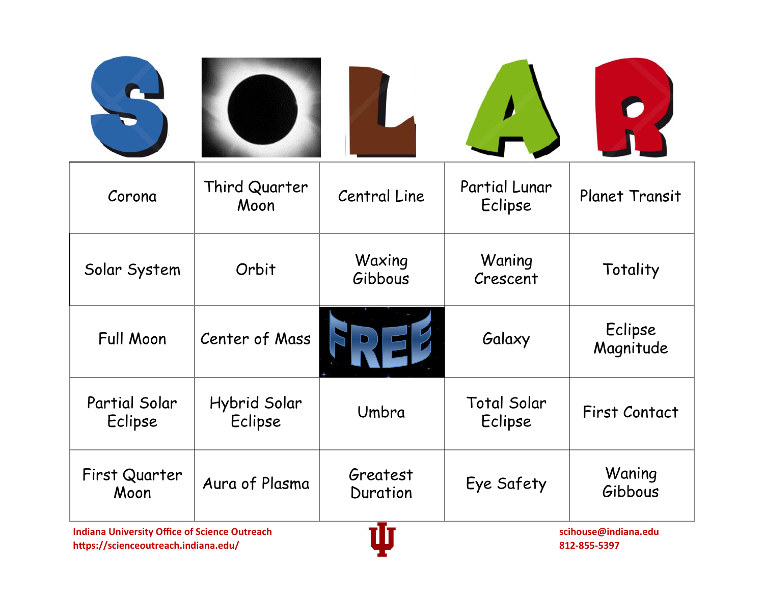# SOLAR

| S | O | L | A | R |
|---|---|---|---|---|
| Corona | Third Quarter Moon | Central Line | Partial Lunar Eclipse | Planet Transit |
| Solar System | Orbit | Waxing Gibbous | Waning Crescent | Totality |
| Full Moon | Center of Mass | FREE | Galaxy | Eclipse Magnitude |
| Partial Solar Eclipse | Hybrid Solar Eclipse | Umbra | Total Solar Eclipse | First Contact |
| First Quarter Moon | Aura of Plasma | Greatest Duration | Eye Safety | Waning Gibbous |

**Indiana University Office of Science Outreach**
**https://scienceoutreach.indiana.edu/**

**scihouse@indiana.edu**
**812-855-5397**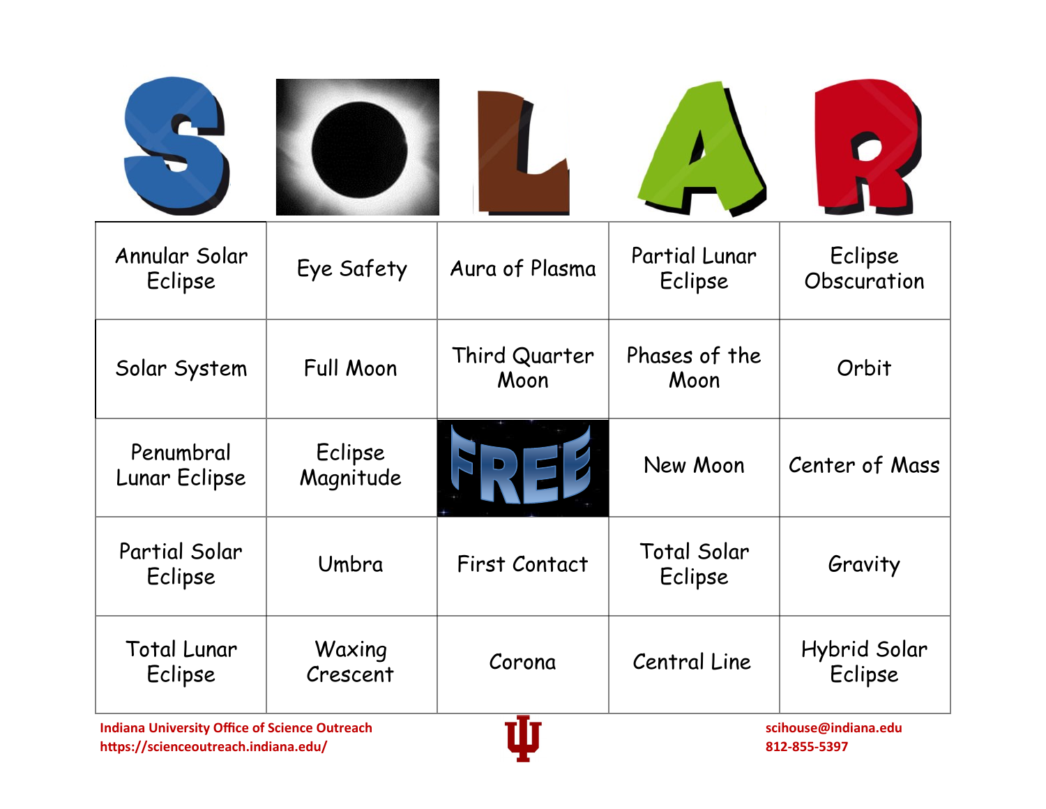| S | O | L | A | R |
|---|---|---|---|---|
| Annular Solar Eclipse | Eye Safety | Aura of Plasma | Partial Lunar Eclipse | Eclipse Obscuration |
| Solar System | Full Moon | Third Quarter Moon | Phases of the Moon | Orbit |
| Penumbral Lunar Eclipse | Eclipse Magnitude | FREE | New Moon | Center of Mass |
| Partial Solar Eclipse | Umbra | First Contact | Total Solar Eclipse | Gravity |
| Total Lunar Eclipse | Waxing Crescent | Corona | Central Line | Hybrid Solar Eclipse |

**Indiana University Office of Science Outreach**
**https://scienceoutreach.indiana.edu/**

**scihouse@indiana.edu**
**812-855-5397**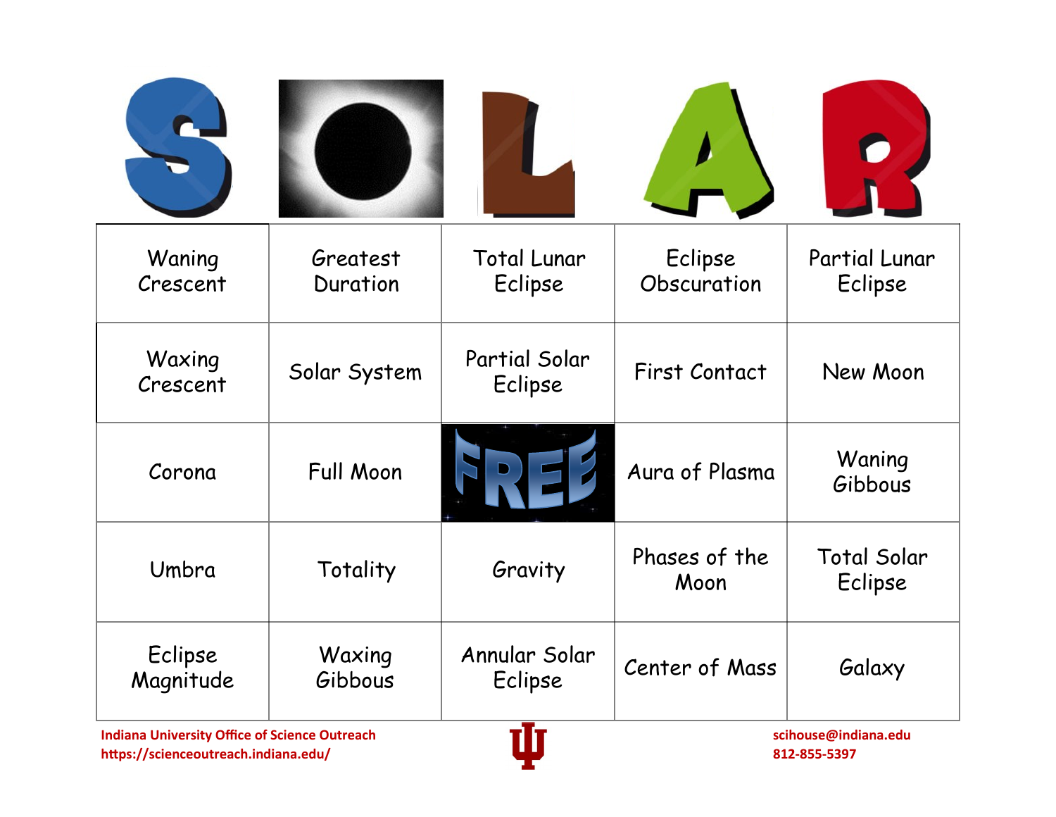| S | O | L | A | R |
|---|---|---|---|---|
| Waning Crescent | Greatest Duration | Total Lunar Eclipse | Eclipse Obscuration | Partial Lunar Eclipse |
| Waxing Crescent | Solar System | Partial Solar Eclipse | First Contact | New Moon |
| Corona | Full Moon | FREE | Aura of Plasma | Waning Gibbous |
| Umbra | Totality | Gravity | Phases of the Moon | Total Solar Eclipse |
| Eclipse Magnitude | Waxing Gibbous | Annular Solar Eclipse | Center of Mass | Galaxy |

**Indiana University Office of Science Outreach**
**https://scienceoutreach.indiana.edu/**

**scihouse@indiana.edu**
**812-855-5397**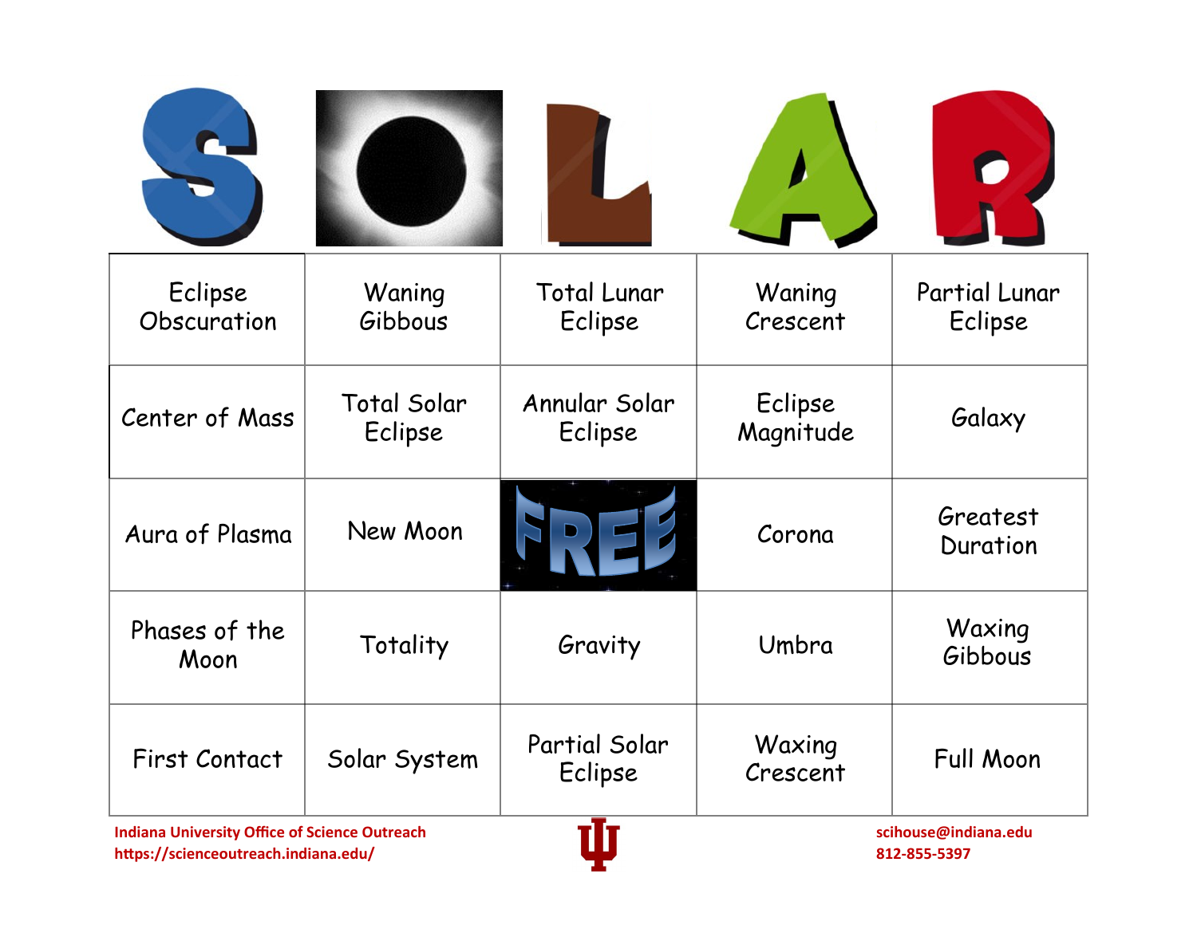# SOLAR

| S | O | L | A | R |
|---|---|---|---|---|
| Eclipse Obscuration | Waning Gibbous | Total Lunar Eclipse | Waning Crescent | Partial Lunar Eclipse |
| Center of Mass | Total Solar Eclipse | Annular Solar Eclipse | Eclipse Magnitude | Galaxy |
| Aura of Plasma | New Moon | FREE | Corona | Greatest Duration |
| Phases of the Moon | Totality | Gravity | Umbra | Waxing Gibbous |
| First Contact | Solar System | Partial Solar Eclipse | Waxing Crescent | Full Moon |

**Indiana University Office of Science Outreach**
**https://scienceoutreach.indiana.edu/**

**scihouse@indiana.edu**
**812-855-5397**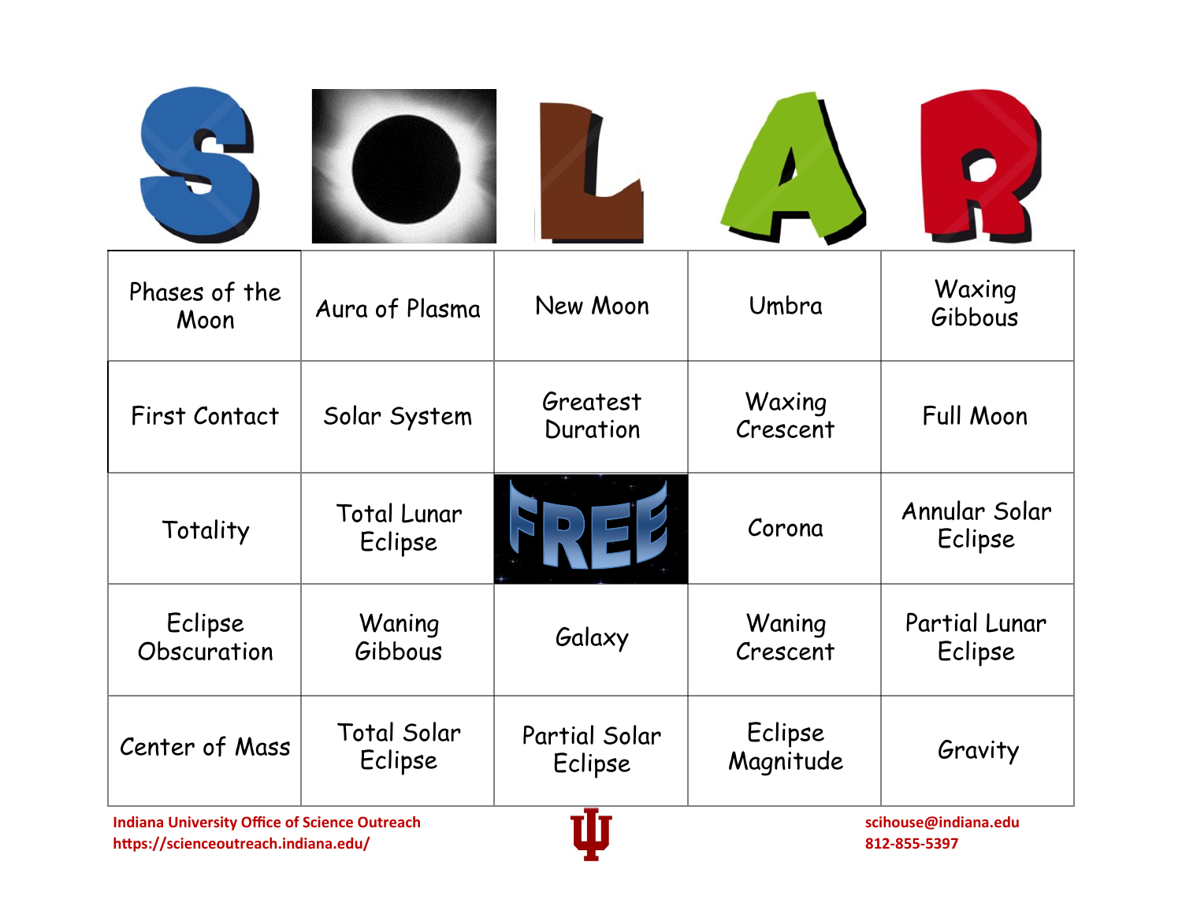| S | O | L | A | R |
|---|---|---|---|---|
| Phases of the Moon | Aura of Plasma | New Moon | Umbra | Waxing Gibbous |
| First Contact | Solar System | Greatest Duration | Waxing Crescent | Full Moon |
| Totality | Total Lunar Eclipse | FREE | Corona | Annular Solar Eclipse |
| Eclipse Obscuration | Waning Gibbous | Galaxy | Waning Crescent | Partial Lunar Eclipse |
| Center of Mass | Total Solar Eclipse | Partial Solar Eclipse | Eclipse Magnitude | Gravity |

**Indiana University Office of Science Outreach**
**https://scienceoutreach.indiana.edu/**

**scihouse@indiana.edu**
**812-855-5397**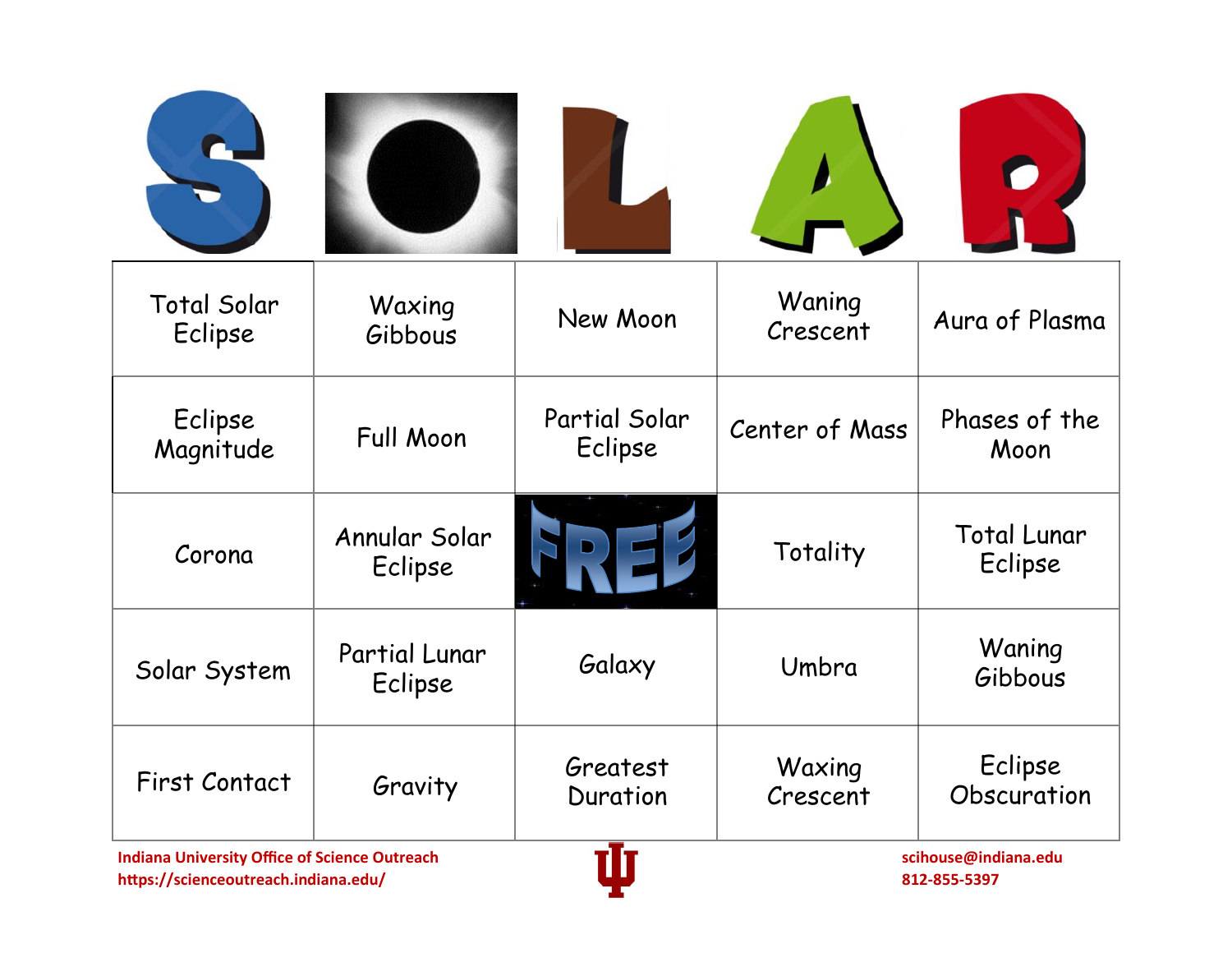| S | O | L | A | R |
|---|---|---|---|---|
| Total Solar Eclipse | Waxing Gibbous | New Moon | Waning Crescent | Aura of Plasma |
| Eclipse Magnitude | Full Moon | Partial Solar Eclipse | Center of Mass | Phases of the Moon |
| Corona | Annular Solar Eclipse | FREE | Totality | Total Lunar Eclipse |
| Solar System | Partial Lunar Eclipse | Galaxy | Umbra | Waning Gibbous |
| First Contact | Gravity | Greatest Duration | Waxing Crescent | Eclipse Obscuration |

**Indiana University Office of Science Outreach**
**https://scienceoutreach.indiana.edu/**

**scihouse@indiana.edu**
**812-855-5397**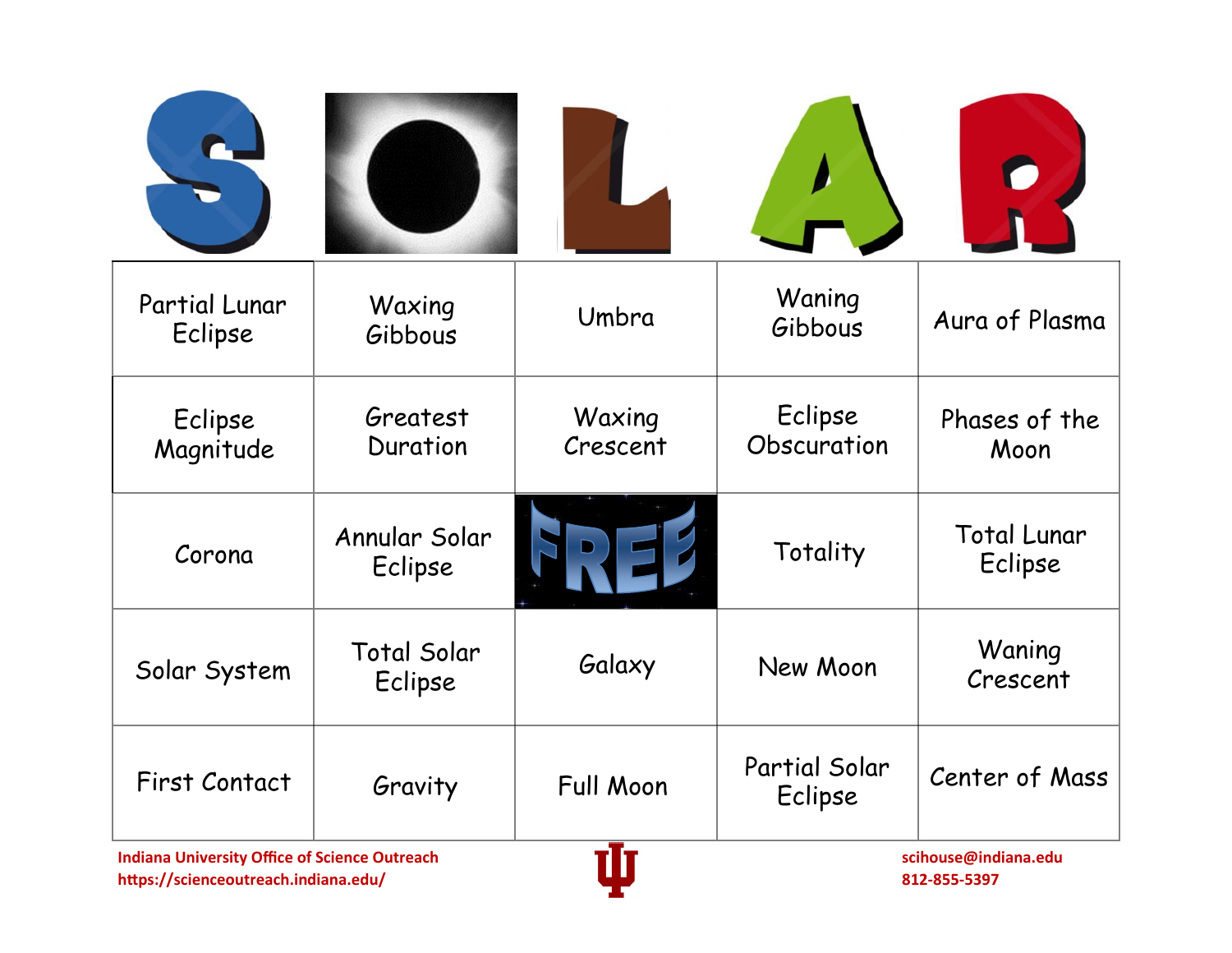| S | O | L | A | R |
|---|---|---|---|---|
| Partial Lunar Eclipse | Waxing Gibbous | Umbra | Waning Gibbous | Aura of Plasma |
| Eclipse Magnitude | Greatest Duration | Waxing Crescent | Eclipse Obscuration | Phases of the Moon |
| Corona | Annular Solar Eclipse | FREE | Totality | Total Lunar Eclipse |
| Solar System | Total Solar Eclipse | Galaxy | New Moon | Waning Crescent |
| First Contact | Gravity | Full Moon | Partial Solar Eclipse | Center of Mass |

**Indiana University Office of Science Outreach**
**https://scienceoutreach.indiana.edu/**

**scihouse@indiana.edu**
**812-855-5397**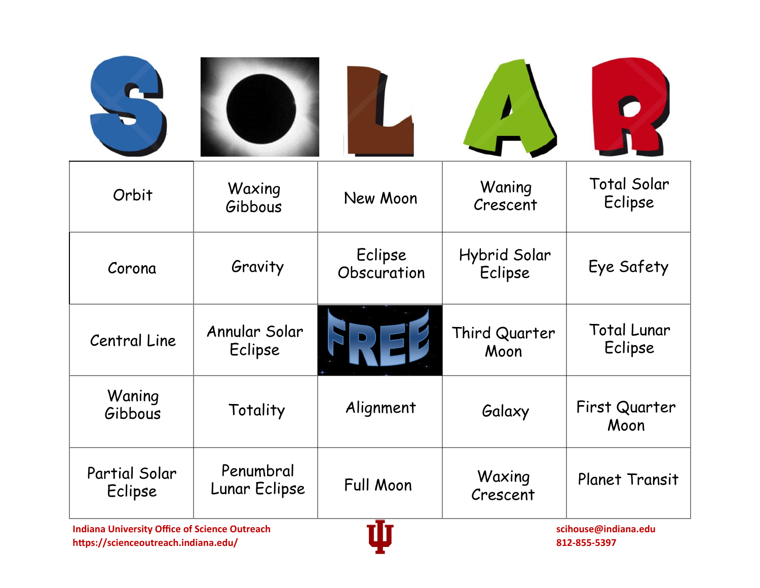| S | O | L | A | R |
|---|---|---|---|---|
| Orbit | Waxing Gibbous | New Moon | Waning Crescent | Total Solar Eclipse |
| Corona | Gravity | Eclipse Obscuration | Hybrid Solar Eclipse | Eye Safety |
| Central Line | Annular Solar Eclipse | FREE | Third Quarter Moon | Total Lunar Eclipse |
| Waning Gibbous | Totality | Alignment | Galaxy | First Quarter Moon |
| Partial Solar Eclipse | Penumbral Lunar Eclipse | Full Moon | Waxing Crescent | Planet Transit |

**Indiana University Office of Science Outreach**
**https://scienceoutreach.indiana.edu/**

**scihouse@indiana.edu**
**812-855-5397**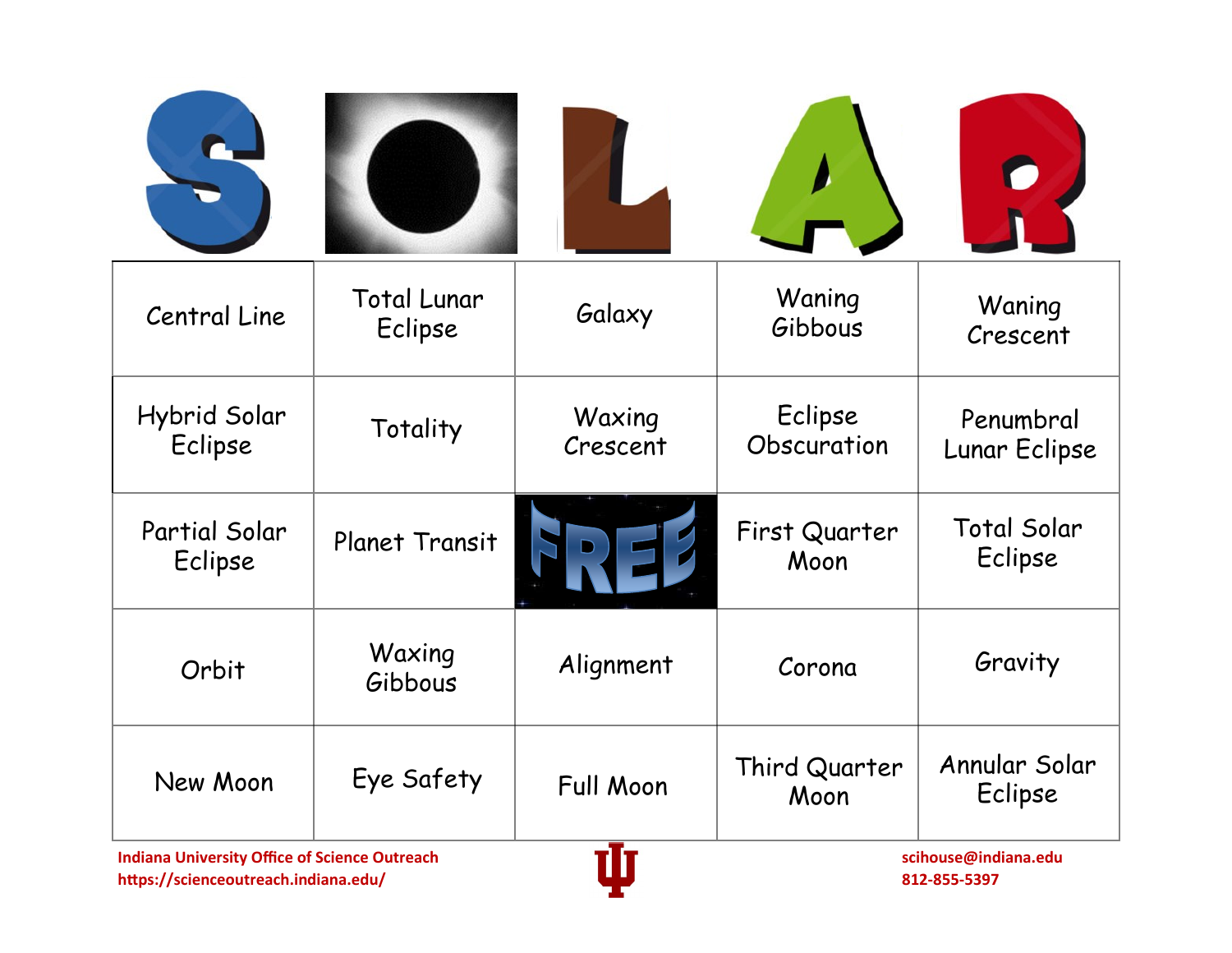| S | O | L | A | R |
|---|---|---|---|---|
| Central Line | Total Lunar Eclipse | Galaxy | Waning Gibbous | Waning Crescent |
| Hybrid Solar Eclipse | Totality | Waxing Crescent | Eclipse Obscuration | Penumbral Lunar Eclipse |
| Partial Solar Eclipse | Planet Transit | FREE | First Quarter Moon | Total Solar Eclipse |
| Orbit | Waxing Gibbous | Alignment | Corona | Gravity |
| New Moon | Eye Safety | Full Moon | Third Quarter Moon | Annular Solar Eclipse |

**Indiana University Office of Science Outreach**
**https://scienceoutreach.indiana.edu/**

**scihouse@indiana.edu**
**812-855-5397**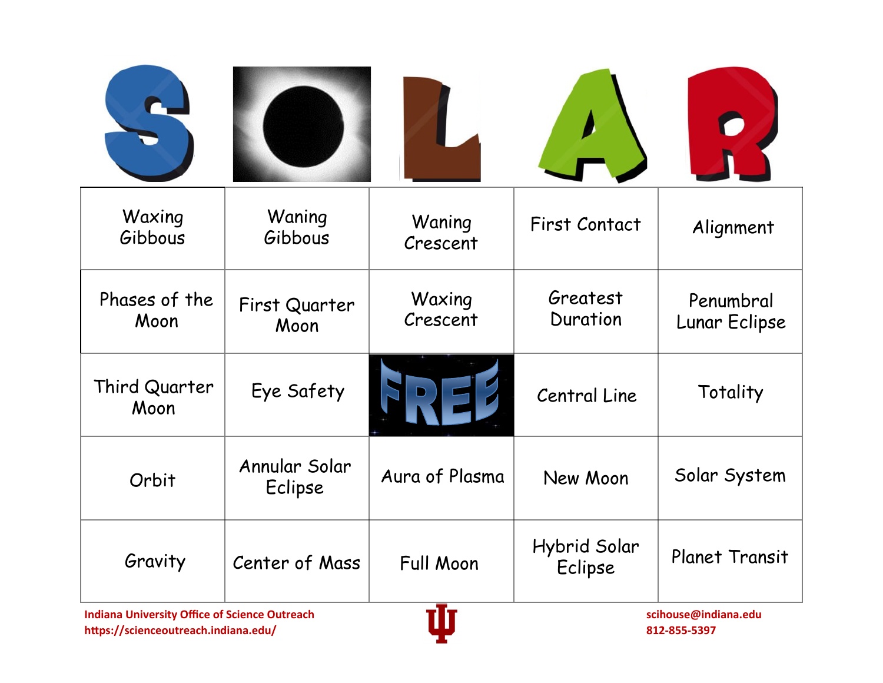| S | O | L | A | R |
|---|---|---|---|---|
| Waxing Gibbous | Waning Gibbous | Waning Crescent | First Contact | Alignment |
| Phases of the Moon | First Quarter Moon | Waxing Crescent | Greatest Duration | Penumbral Lunar Eclipse |
| Third Quarter Moon | Eye Safety | FREE | Central Line | Totality |
| Orbit | Annular Solar Eclipse | Aura of Plasma | New Moon | Solar System |
| Gravity | Center of Mass | Full Moon | Hybrid Solar Eclipse | Planet Transit |

**Indiana University Office of Science Outreach**
**https://scienceoutreach.indiana.edu/**

**scihouse@indiana.edu**
**812-855-5397**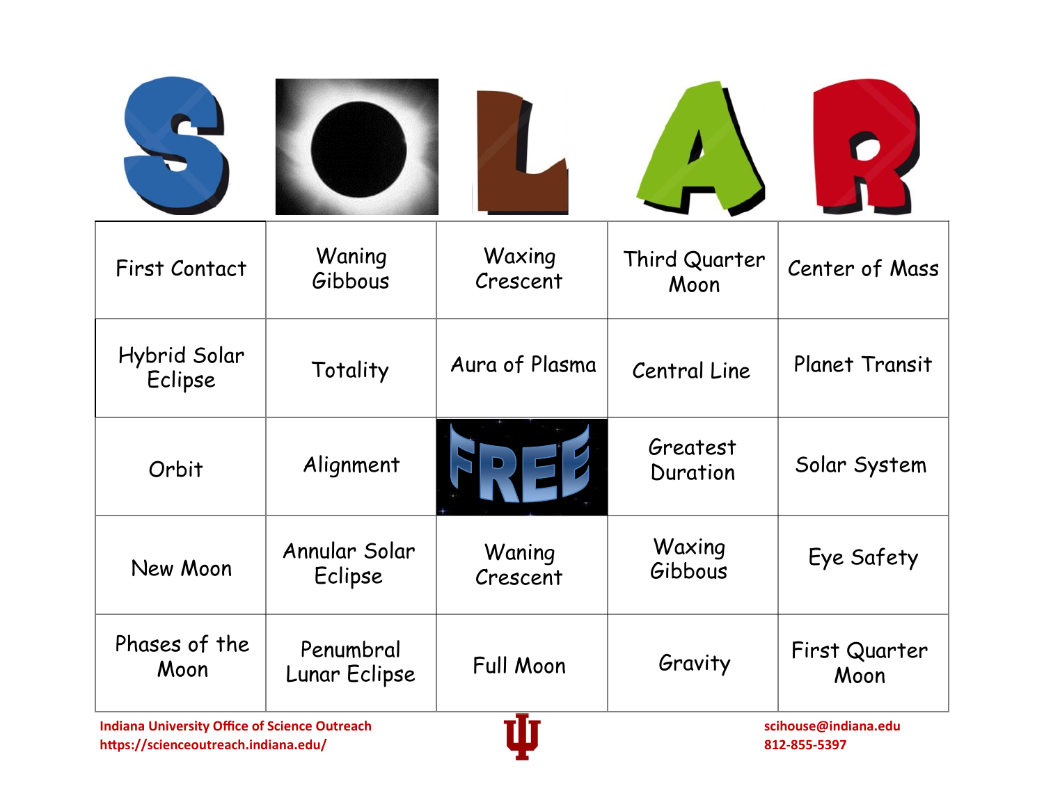| S | O | L | A | R |
|---|---|---|---|---|
| First Contact | Waning Gibbous | Waxing Crescent | Third Quarter Moon | Center of Mass |
| Hybrid Solar Eclipse | Totality | Aura of Plasma | Central Line | Planet Transit |
| Orbit | Alignment | FREE | Greatest Duration | Solar System |
| New Moon | Annular Solar Eclipse | Waning Crescent | Waxing Gibbous | Eye Safety |
| Phases of the Moon | Penumbral Lunar Eclipse | Full Moon | Gravity | First Quarter Moon |

**Indiana University Office of Science Outreach**
**https://scienceoutreach.indiana.edu/**

**scihouse@indiana.edu**
**812-855-5397**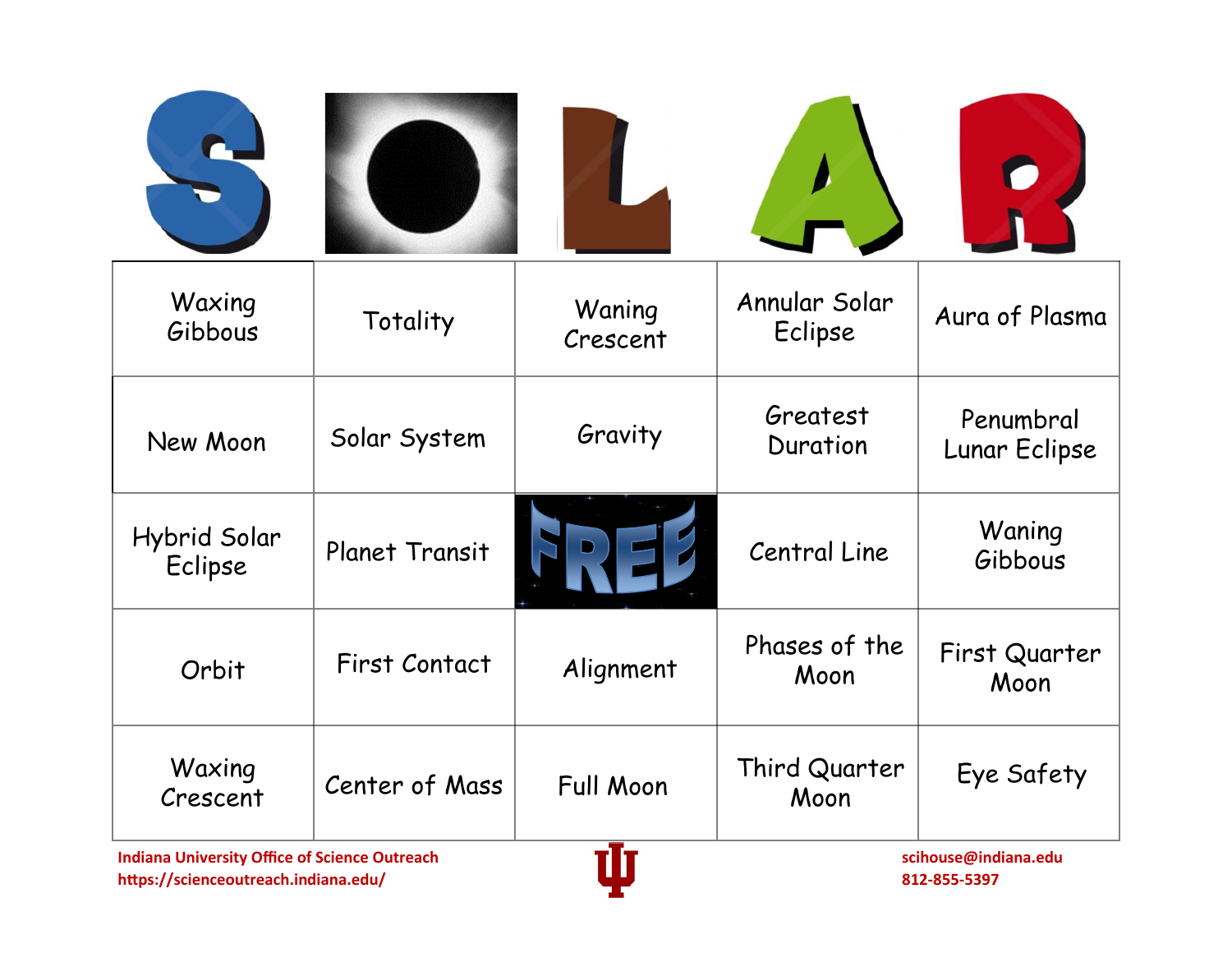| S | O | L | A | R |
| --- | --- | --- | --- | --- |
| Waxing Gibbous | Totality | Waning Crescent | Annular Solar Eclipse | Aura of Plasma |
| New Moon | Solar System | Gravity | Greatest Duration | Penumbral Lunar Eclipse |
| Hybrid Solar Eclipse | Planet Transit | FREE | Central Line | Waning Gibbous |
| Orbit | First Contact | Alignment | Phases of the Moon | First Quarter Moon |
| Waxing Crescent | Center of Mass | Full Moon | Third Quarter Moon | Eye Safety |

**Indiana University Office of Science Outreach**
**https://scienceoutreach.indiana.edu/**

**scihouse@indiana.edu**
**812-855-5397**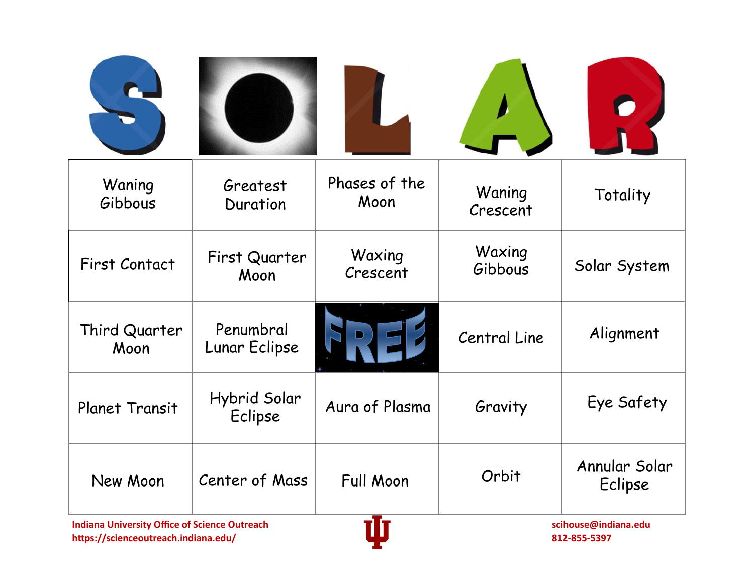# SOLAR

| S | O | L | A | R |
|---|---|---|---|---|
| Waning Gibbous | Greatest Duration | Phases of the Moon | Waning Crescent | Totality |
| First Contact | First Quarter Moon | Waxing Crescent | Waxing Gibbous | Solar System |
| Third Quarter Moon | Penumbral Lunar Eclipse | FREE | Central Line | Alignment |
| Planet Transit | Hybrid Solar Eclipse | Aura of Plasma | Gravity | Eye Safety |
| New Moon | Center of Mass | Full Moon | Orbit | Annular Solar Eclipse |

**Indiana University Office of Science Outreach**
**https://scienceoutreach.indiana.edu/**

**scihouse@indiana.edu**
**812-855-5397**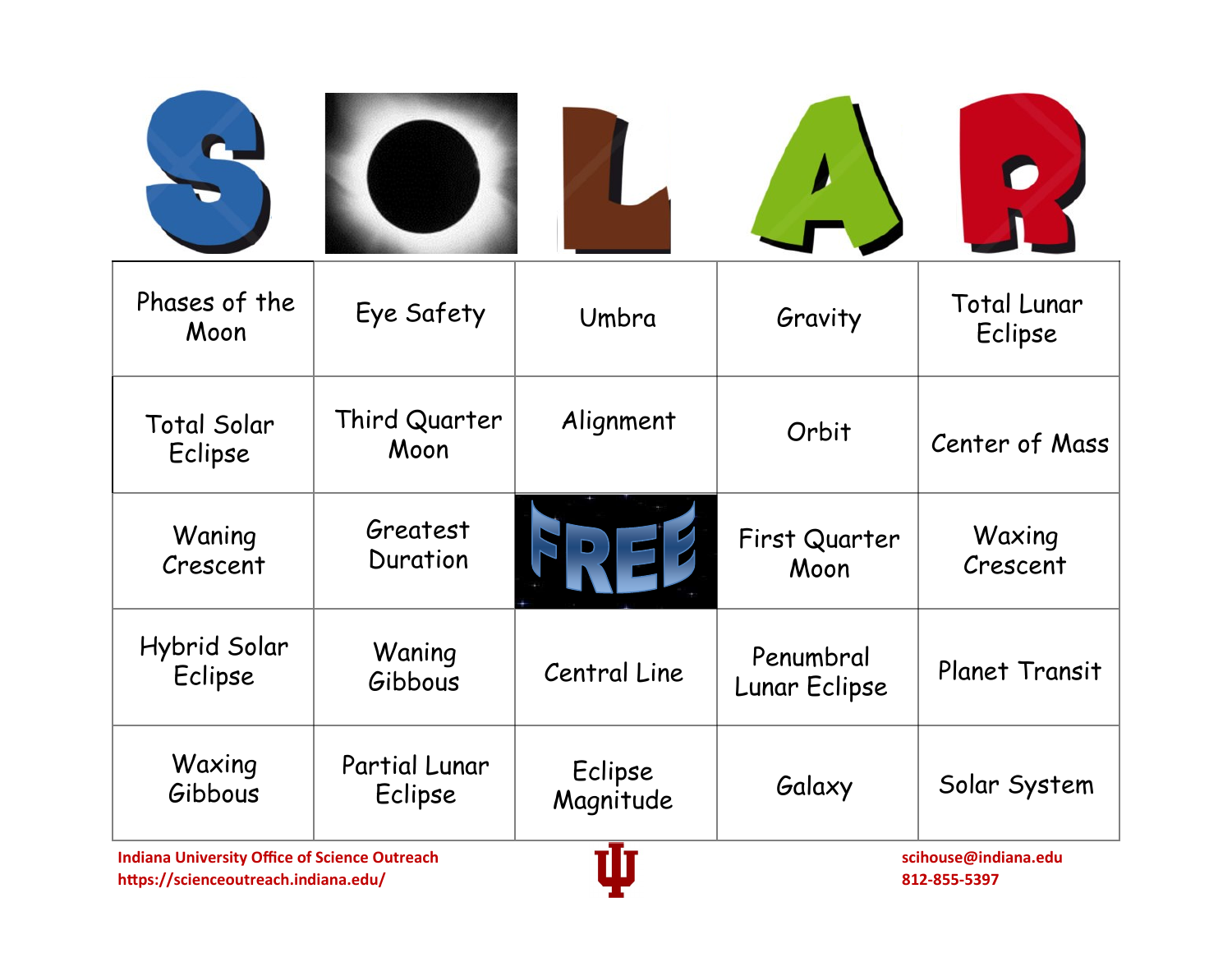# SOLAR

| S | O | L | A | R |
|---|---|---|---|---|
| Phases of the Moon | Eye Safety | Umbra | Gravity | Total Lunar Eclipse |
| Total Solar Eclipse | Third Quarter Moon | Alignment | Orbit | Center of Mass |
| Waning Crescent | Greatest Duration | FREE | First Quarter Moon | Waxing Crescent |
| Hybrid Solar Eclipse | Waning Gibbous | Central Line | Penumbral Lunar Eclipse | Planet Transit |
| Waxing Gibbous | Partial Lunar Eclipse | Eclipse Magnitude | Galaxy | Solar System |

**Indiana University Office of Science Outreach**
**https://scienceoutreach.indiana.edu/**

**scihouse@indiana.edu**
**812-855-5397**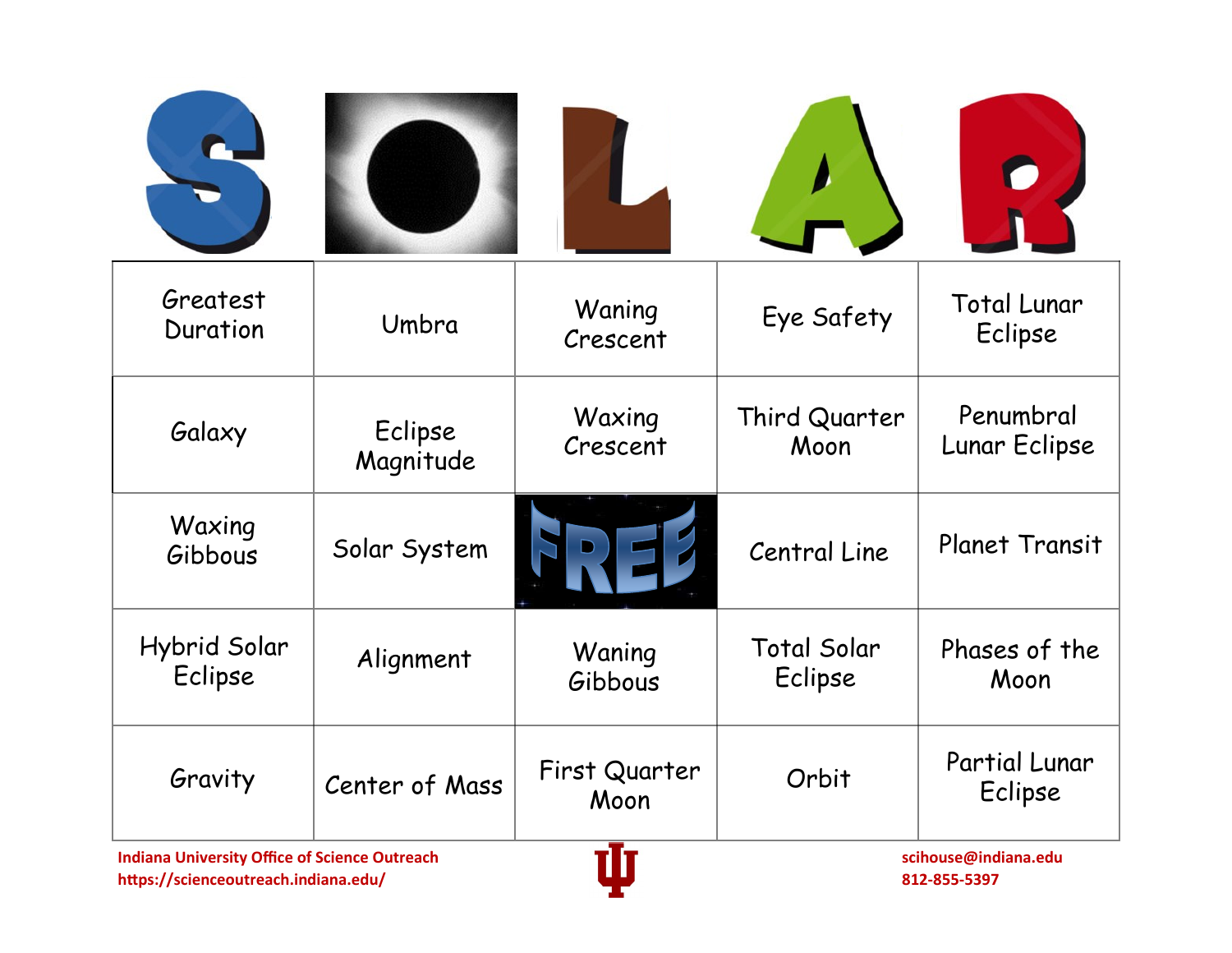| S | O | L | A | R |
|---|---|---|---|---|
| Greatest Duration | Umbra | Waning Crescent | Eye Safety | Total Lunar Eclipse |
| Galaxy | Eclipse Magnitude | Waxing Crescent | Third Quarter Moon | Penumbral Lunar Eclipse |
| Waxing Gibbous | Solar System | FREE | Central Line | Planet Transit |
| Hybrid Solar Eclipse | Alignment | Waning Gibbous | Total Solar Eclipse | Phases of the Moon |
| Gravity | Center of Mass | First Quarter Moon | Orbit | Partial Lunar Eclipse |

**Indiana University Office of Science Outreach**
**https://scienceoutreach.indiana.edu/**

**scihouse@indiana.edu**
**812-855-5397**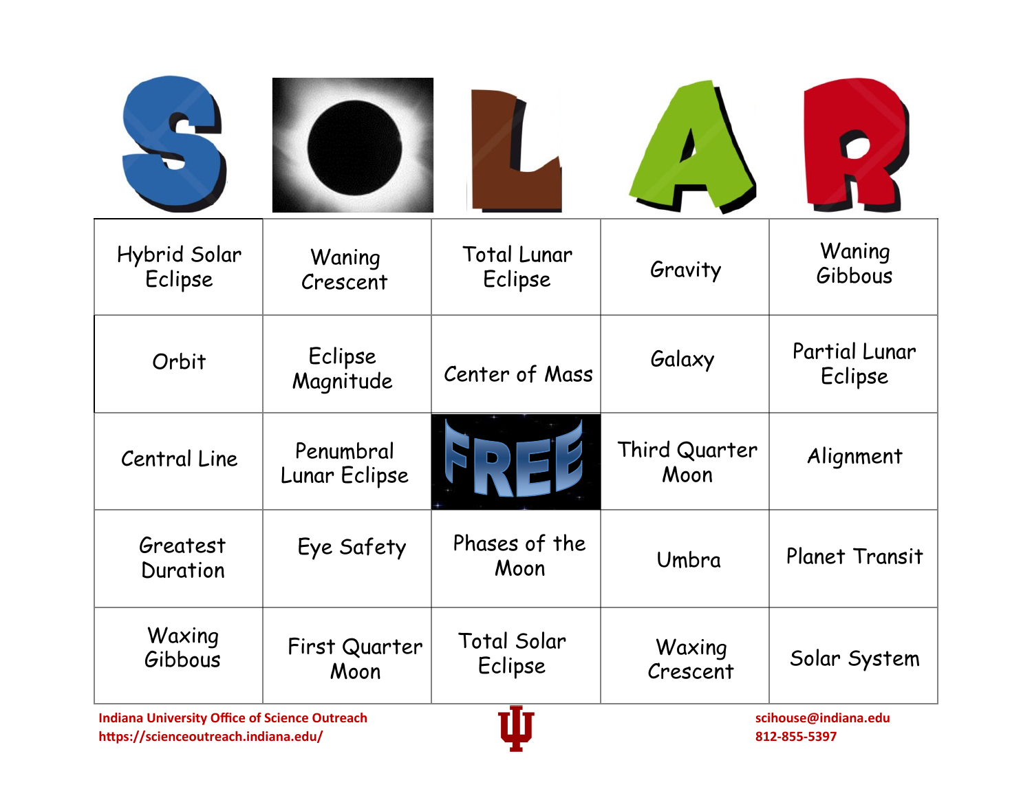# SOLAR

| | | | | |
|---|---|---|---|---|
| Hybrid Solar Eclipse | Waning Crescent | Total Lunar Eclipse | Gravity | Waning Gibbous |
| Orbit | Eclipse Magnitude | Center of Mass | Galaxy | Partial Lunar Eclipse |
| Central Line | Penumbral Lunar Eclipse | FREE | Third Quarter Moon | Alignment |
| Greatest Duration | Eye Safety | Phases of the Moon | Umbra | Planet Transit |
| Waxing Gibbous | First Quarter Moon | Total Solar Eclipse | Waxing Crescent | Solar System |

**Indiana University Office of Science Outreach**
**https://scienceoutreach.indiana.edu/**

**scihouse@indiana.edu**
**812-855-5397**